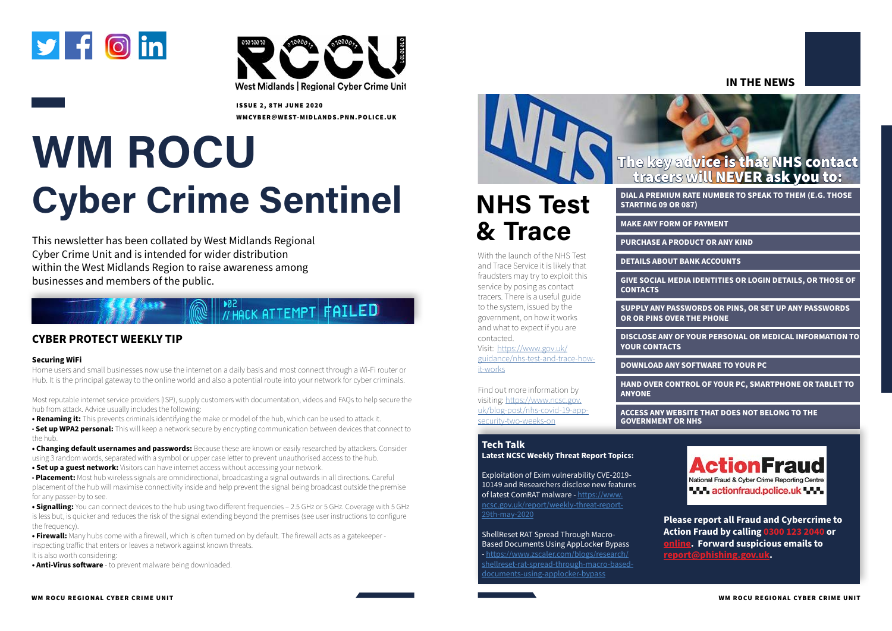ROCU

West Midlands | Regional Cyber Crime Unit

**ISSUE 2, 8TH JUNE 2020**

**WMCYBER@WEST-MIDLANDS.PNN.POLICE.UK**

# WM ROCU
# Cyber Crime Sentinel

This newsletter has been collated by West Midlands Regional Cyber Crime Unit and is intended for wider distribution within the West Midlands Region to raise awareness among businesses and members of the public.

## CYBER PROTECT WEEKLY TIP

**Securing WiFi**

Home users and small businesses now use the internet on a daily basis and most connect through a Wi-Fi router or Hub. It is the principal gateway to the online world and also a potential route into your network for cyber criminals.

Most reputable internet service providers (ISP), supply customers with documentation, videos and FAQs to help secure the hub from attack. Advice usually includes the following:

- **Renaming it:** This prevents criminals identifying the make or model of the hub, which can be used to attack it.
- **Set up WPA2 personal:** This will keep a network secure by encrypting communication between devices that connect to the hub.
- **Changing default usernames and passwords:** Because these are known or easily researched by attackers. Consider using 3 random words, separated with a symbol or upper case letter to prevent unauthorised access to the hub.
- **Set up a guest network:** Visitors can have internet access without accessing your network.
- **Placement:** Most hub wireless signals are omnidirectional, broadcasting a signal outwards in all directions. Careful placement of the hub will maximise connectivity inside and help prevent the signal being broadcast outside the premise for any passer-by to see.
- **Signalling:** You can connect devices to the hub using two different frequencies – 2.5 GHz or 5 GHz. Coverage with 5 GHz is less but, is quicker and reduces the risk of the signal extending beyond the premises (see user instructions to configure the frequency).
- **Firewall:** Many hubs come with a firewall, which is often turned on by default. The firewall acts as a gatekeeper - inspecting traffic that enters or leaves a network against known threats.

It is also worth considering:

- **Anti-Virus software** - to prevent malware being downloaded.

## IN THE NEWS

# NHS Test & Trace

With the launch of the NHS Test and Trace Service it is likely that fraudsters may try to exploit this service by posing as contact tracers. There is a useful guide to the system, issued by the government, on how it works and what to expect if you are contacted.

Visit: https://www.gov.uk/guidance/nhs-test-and-trace-how-it-works

Find out more information by visiting: https://www.ncsc.gov.uk/blog-post/nhs-covid-19-app-security-two-weeks-on

**The key advice is that NHS contact tracers will NEVER ask you to:**

- DIAL A PREMIUM RATE NUMBER TO SPEAK TO THEM (E.G. THOSE STARTING 09 OR 087)
- MAKE ANY FORM OF PAYMENT
- PURCHASE A PRODUCT OR ANY KIND
- DETAILS ABOUT BANK ACCOUNTS
- GIVE SOCIAL MEDIA IDENTITIES OR LOGIN DETAILS, OR THOSE OF CONTACTS
- SUPPLY ANY PASSWORDS OR PINS, OR SET UP ANY PASSWORDS OR OR PINS OVER THE PHONE
- DISCLOSE ANY OF YOUR PERSONAL OR MEDICAL INFORMATION TO YOUR CONTACTS
- DOWNLOAD ANY SOFTWARE TO YOUR PC
- HAND OVER CONTROL OF YOUR PC, SMARTPHONE OR TABLET TO ANYONE
- ACCESS ANY WEBSITE THAT DOES NOT BELONG TO THE GOVERNMENT OR NHS

## Tech Talk

**Latest NCSC Weekly Threat Report Topics:**

Exploitation of Exim vulnerability CVE-2019-10149 and Researchers disclose new features of latest ComRAT malware - https://www.ncsc.gov.uk/report/weekly-threat-report-29th-may-2020

ShellReset RAT Spread Through Macro-Based Documents Using AppLocker Bypass - https://www.zscaler.com/blogs/research/shellreset-rat-spread-through-macro-based-documents-using-applocker-bypass

ActionFraud
National Fraud & Cyber Crime Reporting Centre
actionfraud.police.uk

**Please report all Fraud and Cybercrime to Action Fraud by calling 0300 123 2040 or online. Forward suspicious emails to report@phishing.gov.uk.**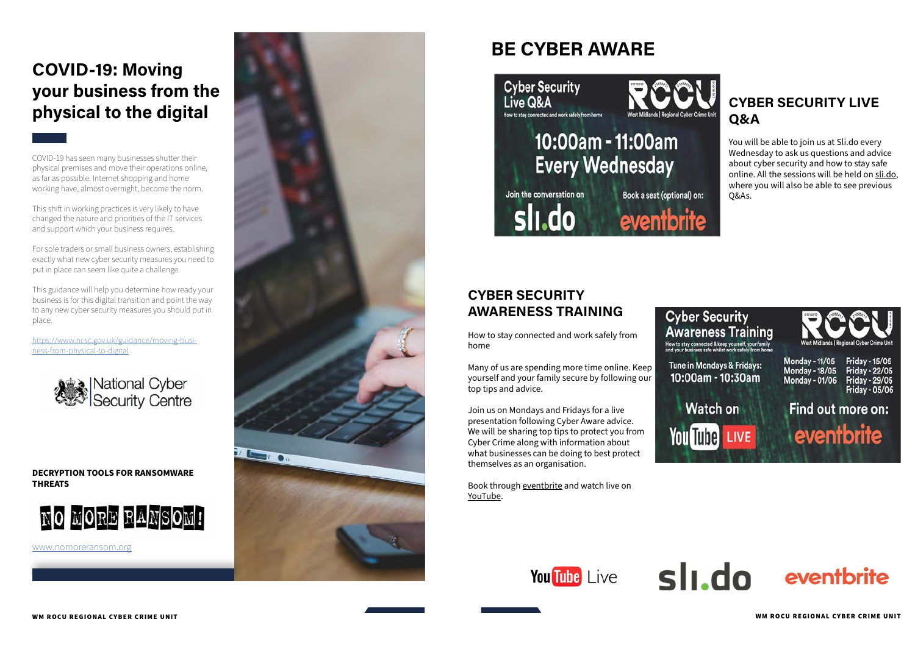# COVID-19: Moving your business from the physical to the digital

COVID-19 has seen many businesses shutter their physical premises and move their operations online, as far as possible. Internet shopping and home working have, almost overnight, become the norm.

This shift in working practices is very likely to have changed the nature and priorities of the IT services and support which your business requires.

For sole traders or small business owners, establishing exactly what new cyber security measures you need to put in place can seem like quite a challenge.

This guidance will help you determine how ready your business is for this digital transition and point the way to any new cyber security measures you should put in place.

https://www.ncsc.gov.uk/guidance/moving-business-from-physical-to-digital

National Cyber Security Centre

**DECRYPTION TOOLS FOR RANSOMWARE THREATS**

NO MORE RANSOM!

www.nomoreransom.org

# BE CYBER AWARE

Cyber Security Live Q&A
How to stay connected and work safely from home
West Midlands | Regional Cyber Crime Unit
10:00am - 11:00am
Every Wednesday
Join the conversation on sli.do
Book a seat (optional) on: eventbrite

## CYBER SECURITY LIVE Q&A

You will be able to join us at Sli.do every Wednesday to ask us questions and advice about cyber security and how to stay safe online. All the sessions will be held on sli.do, where you will also be able to see previous Q&As.

## CYBER SECURITY AWARENESS TRAINING

How to stay connected and work safely from home

Many of us are spending more time online. Keep yourself and your family secure by following our top tips and advice.

Join us on Mondays and Fridays for a live presentation following Cyber Aware advice. We will be sharing top tips to protect you from Cyber Crime along with information about what businesses can be doing to best protect themselves as an organisation.

Book through eventbrite and watch live on YouTube.

Cyber Security Awareness Training
How to stay connected & keep yourself, your family and your business safe whilst work safely from home
West Midlands | Regional Cyber Crime Unit
Tune in Mondays & Fridays:
10:00am - 10:30am
Monday - 11/05
Monday - 18/05
Monday - 01/06
Friday - 15/05
Friday - 22/05
Friday - 29/05
Friday - 05/06
Watch on YouTube LIVE
Find out more on: eventbrite

YouTube Live sli.do eventbrite